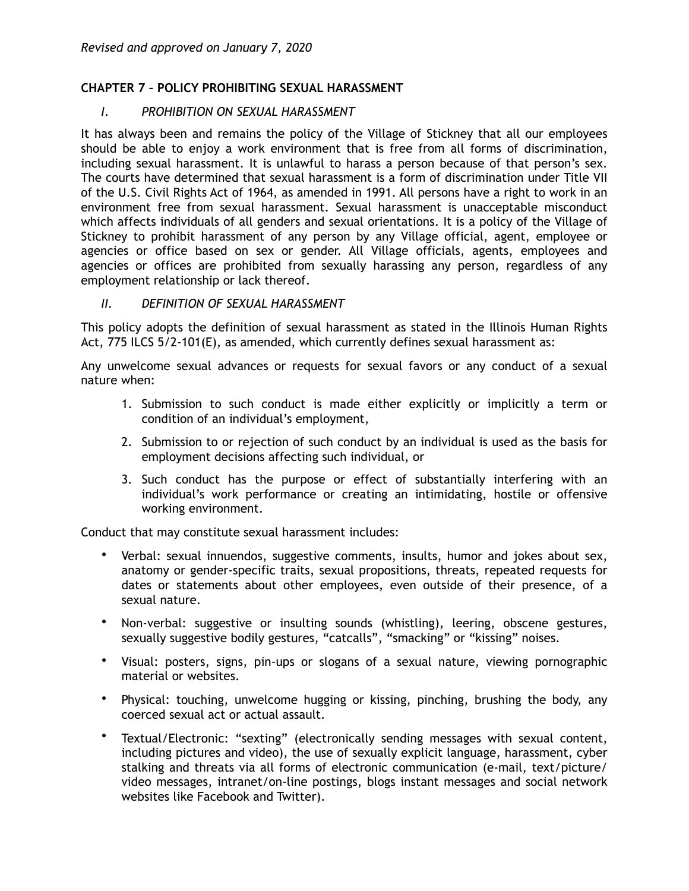*Revised and approved on January 7, 2020*

## CHAPTER 7 – POLICY PROHIBITING SEXUAL HARASSMENT

### *I. PROHIBITION ON SEXUAL HARASSMENT*

It has always been and remains the policy of the Village of Stickney that all our employees should be able to enjoy a work environment that is free from all forms of discrimination, including sexual harassment. It is unlawful to harass a person because of that person's sex. The courts have determined that sexual harassment is a form of discrimination under Title VII of the U.S. Civil Rights Act of 1964, as amended in 1991. All persons have a right to work in an environment free from sexual harassment. Sexual harassment is unacceptable misconduct which affects individuals of all genders and sexual orientations. It is a policy of the Village of Stickney to prohibit harassment of any person by any Village official, agent, employee or agencies or office based on sex or gender. All Village officials, agents, employees and agencies or offices are prohibited from sexually harassing any person, regardless of any employment relationship or lack thereof.

### *II. DEFINITION OF SEXUAL HARASSMENT*

This policy adopts the definition of sexual harassment as stated in the Illinois Human Rights Act, 775 ILCS 5/2-101(E), as amended, which currently defines sexual harassment as:

Any unwelcome sexual advances or requests for sexual favors or any conduct of a sexual nature when:

1. Submission to such conduct is made either explicitly or implicitly a term or condition of an individual's employment,
2. Submission to or rejection of such conduct by an individual is used as the basis for employment decisions affecting such individual, or
3. Such conduct has the purpose or effect of substantially interfering with an individual's work performance or creating an intimidating, hostile or offensive working environment.

Conduct that may constitute sexual harassment includes:

- Verbal: sexual innuendos, suggestive comments, insults, humor and jokes about sex, anatomy or gender-specific traits, sexual propositions, threats, repeated requests for dates or statements about other employees, even outside of their presence, of a sexual nature.
- Non-verbal: suggestive or insulting sounds (whistling), leering, obscene gestures, sexually suggestive bodily gestures, "catcalls", "smacking" or "kissing" noises.
- Visual: posters, signs, pin-ups or slogans of a sexual nature, viewing pornographic material or websites.
- Physical: touching, unwelcome hugging or kissing, pinching, brushing the body, any coerced sexual act or actual assault.
- Textual/Electronic: "sexting" (electronically sending messages with sexual content, including pictures and video), the use of sexually explicit language, harassment, cyber stalking and threats via all forms of electronic communication (e-mail, text/picture/video messages, intranet/on-line postings, blogs instant messages and social network websites like Facebook and Twitter).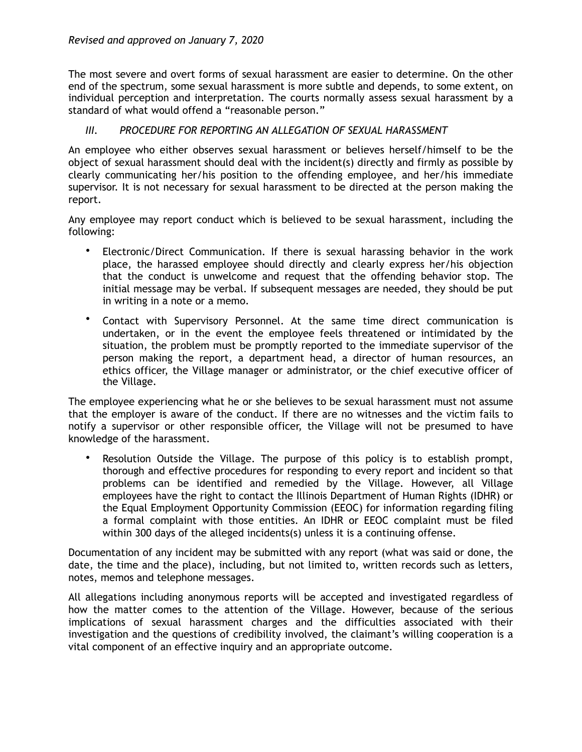*Revised and approved on January 7, 2020*

The most severe and overt forms of sexual harassment are easier to determine. On the other end of the spectrum, some sexual harassment is more subtle and depends, to some extent, on individual perception and interpretation. The courts normally assess sexual harassment by a standard of what would offend a "reasonable person."

### *III. PROCEDURE FOR REPORTING AN ALLEGATION OF SEXUAL HARASSMENT*

An employee who either observes sexual harassment or believes herself/himself to be the object of sexual harassment should deal with the incident(s) directly and firmly as possible by clearly communicating her/his position to the offending employee, and her/his immediate supervisor. It is not necessary for sexual harassment to be directed at the person making the report.

Any employee may report conduct which is believed to be sexual harassment, including the following:

- Electronic/Direct Communication. If there is sexual harassing behavior in the work place, the harassed employee should directly and clearly express her/his objection that the conduct is unwelcome and request that the offending behavior stop. The initial message may be verbal. If subsequent messages are needed, they should be put in writing in a note or a memo.
- Contact with Supervisory Personnel. At the same time direct communication is undertaken, or in the event the employee feels threatened or intimidated by the situation, the problem must be promptly reported to the immediate supervisor of the person making the report, a department head, a director of human resources, an ethics officer, the Village manager or administrator, or the chief executive officer of the Village.

The employee experiencing what he or she believes to be sexual harassment must not assume that the employer is aware of the conduct. If there are no witnesses and the victim fails to notify a supervisor or other responsible officer, the Village will not be presumed to have knowledge of the harassment.

- Resolution Outside the Village. The purpose of this policy is to establish prompt, thorough and effective procedures for responding to every report and incident so that problems can be identified and remedied by the Village. However, all Village employees have the right to contact the Illinois Department of Human Rights (IDHR) or the Equal Employment Opportunity Commission (EEOC) for information regarding filing a formal complaint with those entities. An IDHR or EEOC complaint must be filed within 300 days of the alleged incidents(s) unless it is a continuing offense.

Documentation of any incident may be submitted with any report (what was said or done, the date, the time and the place), including, but not limited to, written records such as letters, notes, memos and telephone messages.

All allegations including anonymous reports will be accepted and investigated regardless of how the matter comes to the attention of the Village. However, because of the serious implications of sexual harassment charges and the difficulties associated with their investigation and the questions of credibility involved, the claimant's willing cooperation is a vital component of an effective inquiry and an appropriate outcome.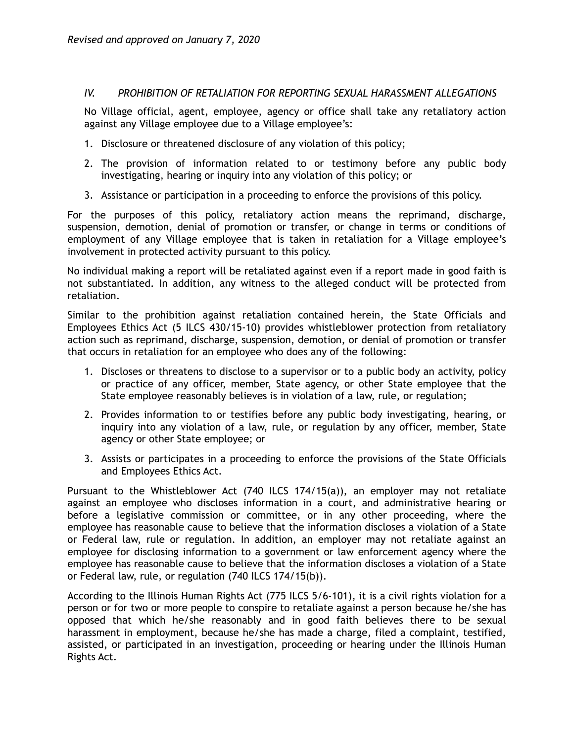*Revised and approved on January 7, 2020*

## *IV. PROHIBITION OF RETALIATION FOR REPORTING SEXUAL HARASSMENT ALLEGATIONS*

No Village official, agent, employee, agency or office shall take any retaliatory action against any Village employee due to a Village employee's:

1. Disclosure or threatened disclosure of any violation of this policy;
2. The provision of information related to or testimony before any public body investigating, hearing or inquiry into any violation of this policy; or
3. Assistance or participation in a proceeding to enforce the provisions of this policy.

For the purposes of this policy, retaliatory action means the reprimand, discharge, suspension, demotion, denial of promotion or transfer, or change in terms or conditions of employment of any Village employee that is taken in retaliation for a Village employee's involvement in protected activity pursuant to this policy.

No individual making a report will be retaliated against even if a report made in good faith is not substantiated. In addition, any witness to the alleged conduct will be protected from retaliation.

Similar to the prohibition against retaliation contained herein, the State Officials and Employees Ethics Act (5 ILCS 430/15-10) provides whistleblower protection from retaliatory action such as reprimand, discharge, suspension, demotion, or denial of promotion or transfer that occurs in retaliation for an employee who does any of the following:

1. Discloses or threatens to disclose to a supervisor or to a public body an activity, policy or practice of any officer, member, State agency, or other State employee that the State employee reasonably believes is in violation of a law, rule, or regulation;
2. Provides information to or testifies before any public body investigating, hearing, or inquiry into any violation of a law, rule, or regulation by any officer, member, State agency or other State employee; or
3. Assists or participates in a proceeding to enforce the provisions of the State Officials and Employees Ethics Act.

Pursuant to the Whistleblower Act (740 ILCS 174/15(a)), an employer may not retaliate against an employee who discloses information in a court, and administrative hearing or before a legislative commission or committee, or in any other proceeding, where the employee has reasonable cause to believe that the information discloses a violation of a State or Federal law, rule or regulation. In addition, an employer may not retaliate against an employee for disclosing information to a government or law enforcement agency where the employee has reasonable cause to believe that the information discloses a violation of a State or Federal law, rule, or regulation (740 ILCS 174/15(b)).

According to the Illinois Human Rights Act (775 ILCS 5/6-101), it is a civil rights violation for a person or for two or more people to conspire to retaliate against a person because he/she has opposed that which he/she reasonably and in good faith believes there to be sexual harassment in employment, because he/she has made a charge, filed a complaint, testified, assisted, or participated in an investigation, proceeding or hearing under the Illinois Human Rights Act.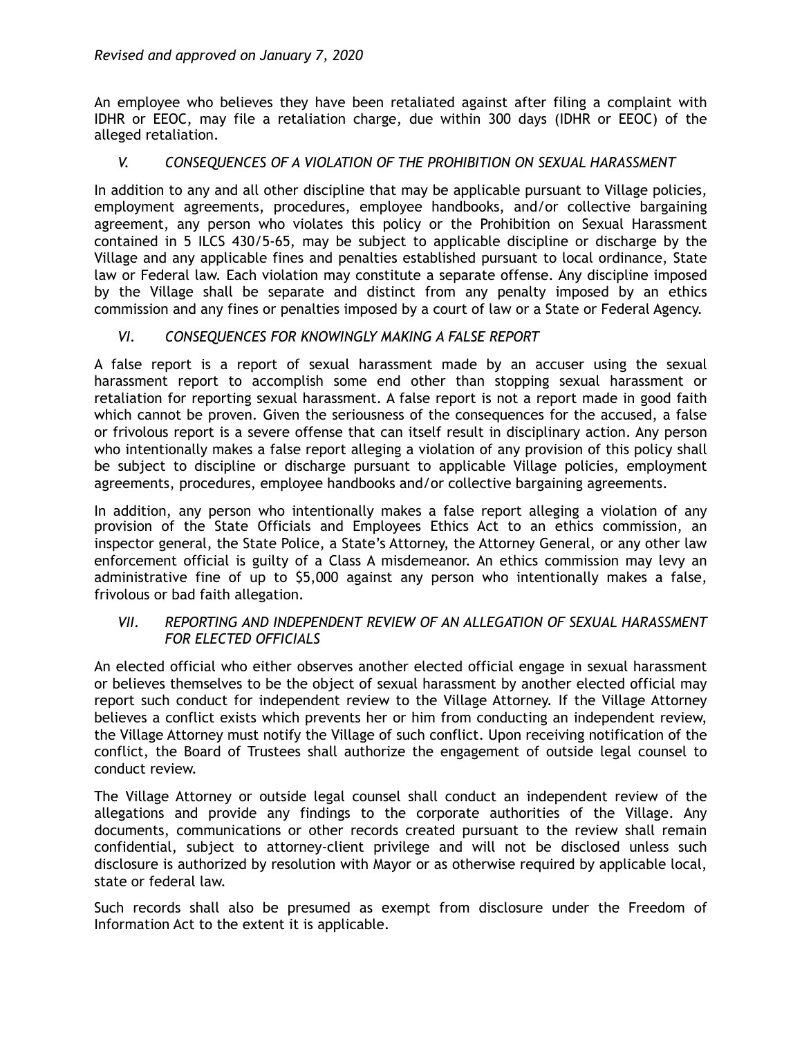*Revised and approved on January 7, 2020*

An employee who believes they have been retaliated against after filing a complaint with IDHR or EEOC, may file a retaliation charge, due within 300 days (IDHR or EEOC) of the alleged retaliation.

### *V. CONSEQUENCES OF A VIOLATION OF THE PROHIBITION ON SEXUAL HARASSMENT*

In addition to any and all other discipline that may be applicable pursuant to Village policies, employment agreements, procedures, employee handbooks, and/or collective bargaining agreement, any person who violates this policy or the Prohibition on Sexual Harassment contained in 5 ILCS 430/5-65, may be subject to applicable discipline or discharge by the Village and any applicable fines and penalties established pursuant to local ordinance, State law or Federal law. Each violation may constitute a separate offense. Any discipline imposed by the Village shall be separate and distinct from any penalty imposed by an ethics commission and any fines or penalties imposed by a court of law or a State or Federal Agency.

### *VI. CONSEQUENCES FOR KNOWINGLY MAKING A FALSE REPORT*

A false report is a report of sexual harassment made by an accuser using the sexual harassment report to accomplish some end other than stopping sexual harassment or retaliation for reporting sexual harassment. A false report is not a report made in good faith which cannot be proven. Given the seriousness of the consequences for the accused, a false or frivolous report is a severe offense that can itself result in disciplinary action. Any person who intentionally makes a false report alleging a violation of any provision of this policy shall be subject to discipline or discharge pursuant to applicable Village policies, employment agreements, procedures, employee handbooks and/or collective bargaining agreements.

In addition, any person who intentionally makes a false report alleging a violation of any provision of the State Officials and Employees Ethics Act to an ethics commission, an inspector general, the State Police, a State's Attorney, the Attorney General, or any other law enforcement official is guilty of a Class A misdemeanor. An ethics commission may levy an administrative fine of up to $5,000 against any person who intentionally makes a false, frivolous or bad faith allegation.

### *VII. REPORTING AND INDEPENDENT REVIEW OF AN ALLEGATION OF SEXUAL HARASSMENT FOR ELECTED OFFICIALS*

An elected official who either observes another elected official engage in sexual harassment or believes themselves to be the object of sexual harassment by another elected official may report such conduct for independent review to the Village Attorney. If the Village Attorney believes a conflict exists which prevents her or him from conducting an independent review, the Village Attorney must notify the Village of such conflict. Upon receiving notification of the conflict, the Board of Trustees shall authorize the engagement of outside legal counsel to conduct review.

The Village Attorney or outside legal counsel shall conduct an independent review of the allegations and provide any findings to the corporate authorities of the Village. Any documents, communications or other records created pursuant to the review shall remain confidential, subject to attorney-client privilege and will not be disclosed unless such disclosure is authorized by resolution with Mayor or as otherwise required by applicable local, state or federal law.

Such records shall also be presumed as exempt from disclosure under the Freedom of Information Act to the extent it is applicable.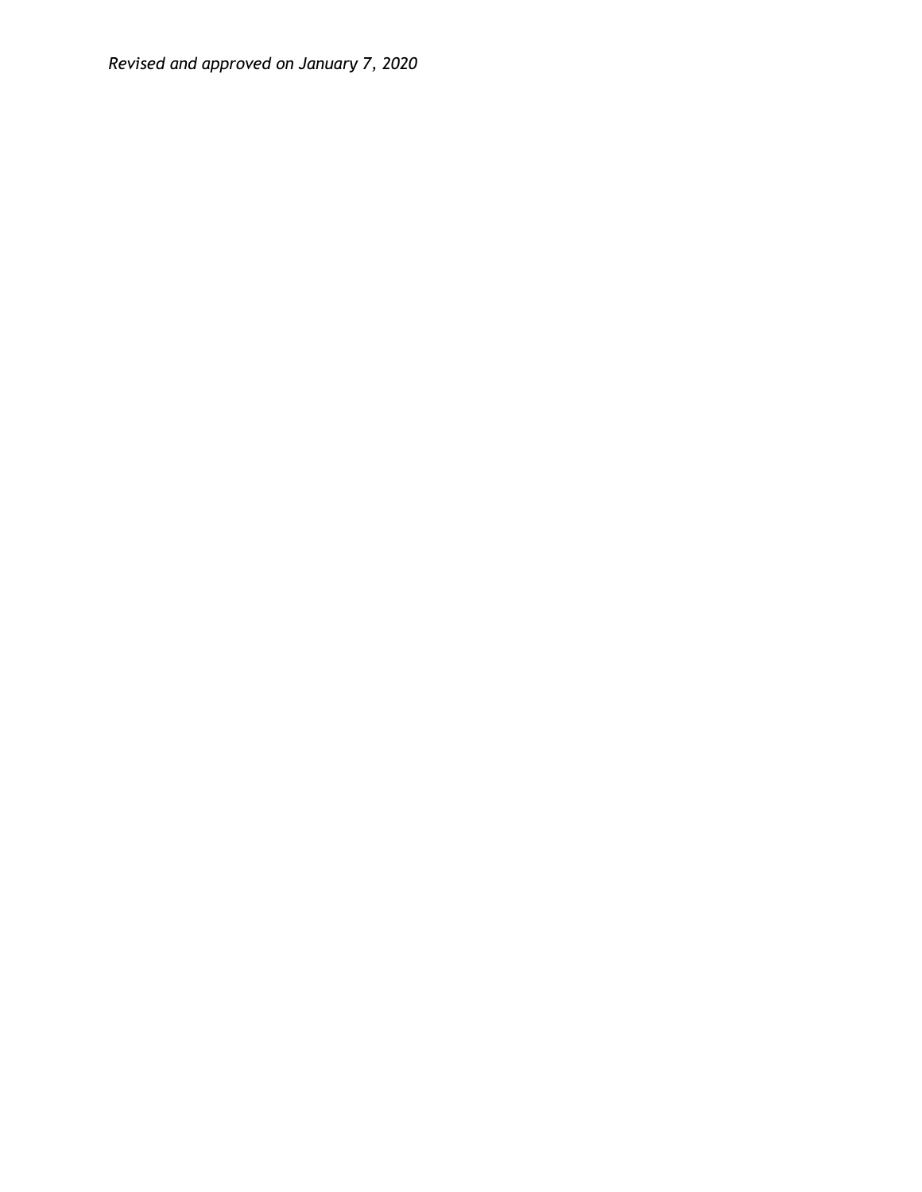*Revised and approved on January 7, 2020*